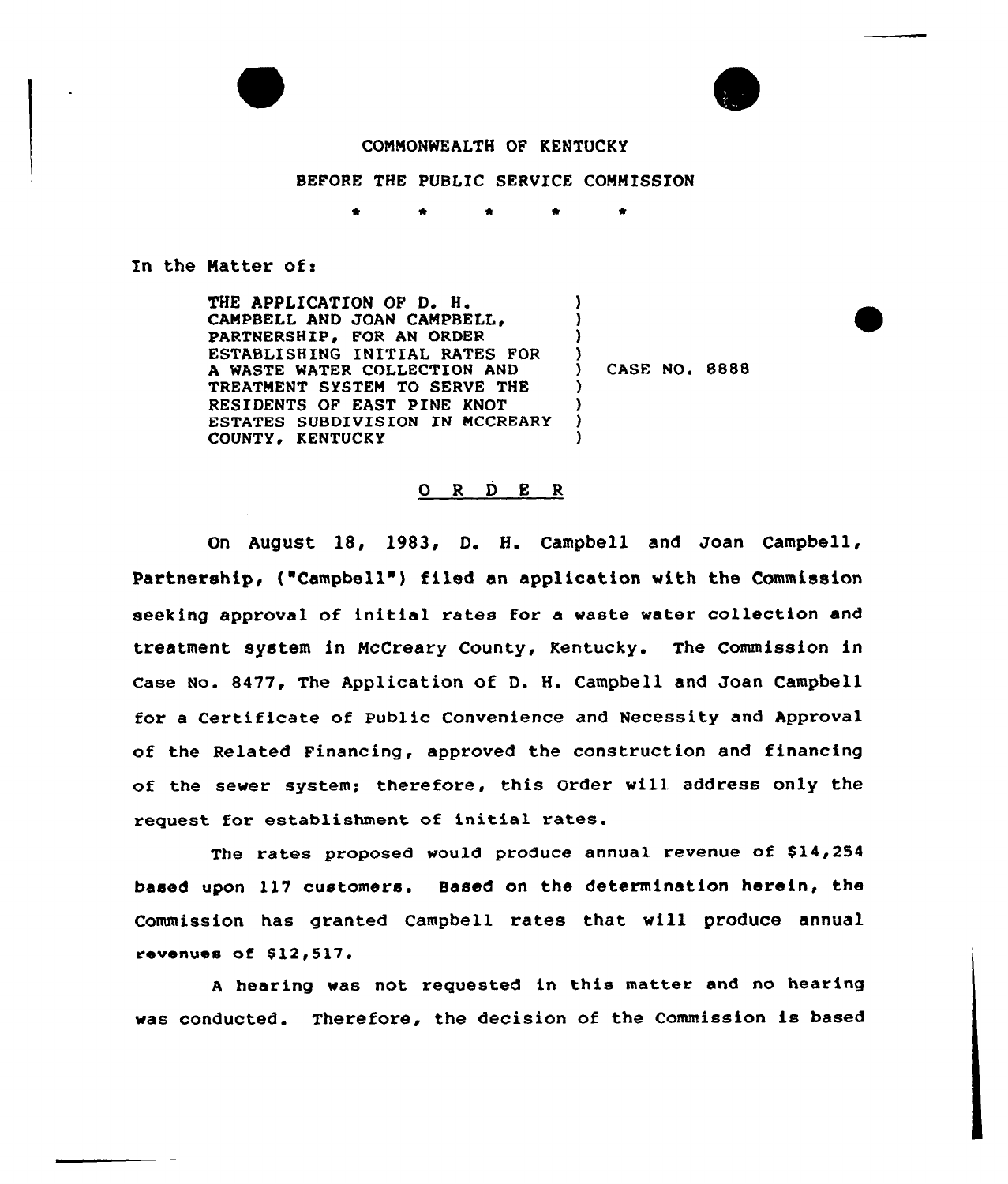COMMONWEALTH OF KENTUCKY

BEFORE THE PUBLIC SERVICE COMMISSION

\* \* \* \* \*

In the Matter of:

THE APPLICATION OF D. H. CAMPBELL AND JOAN CAMPBELL, PARTNERSHIP, FOR AN ORDER ESTABLISHING INITIAL RATES FOR A WASTE WATER COLLECTION AND TREATMENT SYSTEM TO SERVE THE RESIDENTS OF EAST PINE KNOT ESTATES SUBDIVISION IN MCCREARY COUNTY, KENTUCKY ) CASE NO. 8888

O R D E R

On August 18, 1983, D. H. Campbell and Joan Campbell, Partnership, ("Campbell") filed an application with the Commission seeking approval of initial rates for a waste water collection and treatment system in McCreary County, Kentucky. The Commission in Case No. 8477, The Application of D. H. Campbell and Joan Campbell for a Certificate of Public Convenience and Necessity and Approval of the Related Financing, approved the construction and financing of the sewer system; therefore, this Order will address only the request for establishment of initial rates.

The rates proposed would produce annual revenue of $14,254 based upon 117 customers. Based on the determination herein, the Commission has granted Campbell rates that will produce annual revenues of $12,517.

A hearing was not requested in this matter and no hearing was conducted. Therefore, the decision of the Commission is based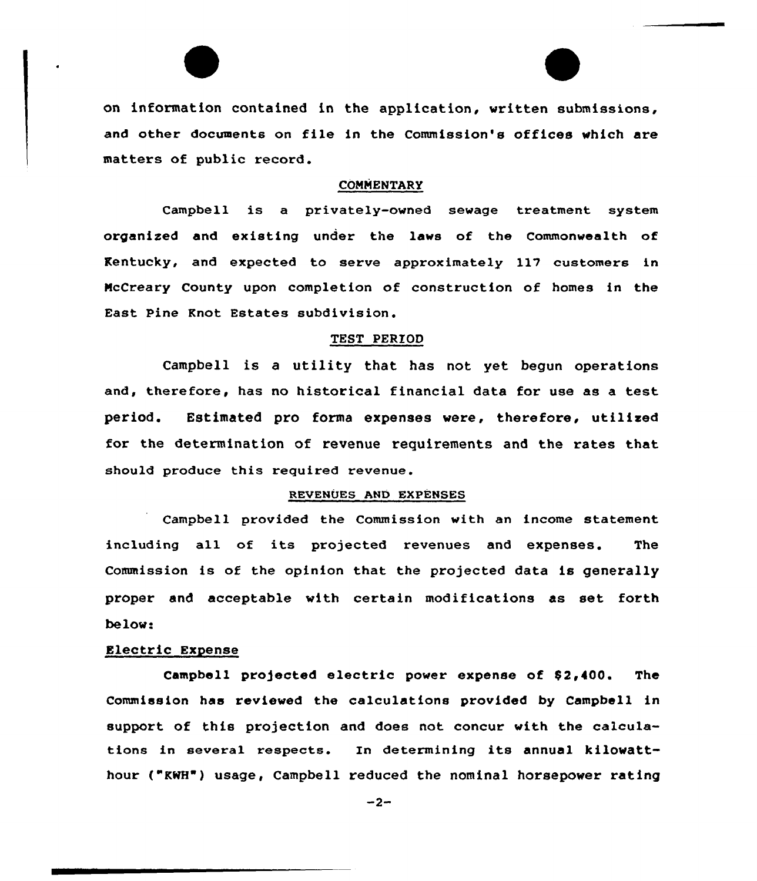on information contained in the application, written submissions, and other documents on file in the Commission's offices which are matters of public record.

## COMMENTARY

Campbell is a privately-owned sewage treatment system organized and existing under the laws of the Commonwealth of Kentucky, and expected to serve approximately 117 customers in McCreary County upon completion of construction of homes in the East Pine Knot Estates subdivision.

## TEST PERIOD

Campbell is a utility that has not yet begun operations and, therefore, has no historical financial data for use as a test period. Estimated pro forma expenses were, therefore, utilized for the determination of revenue requirements and the rates that should produce this required revenue.

## REVENUES AND EXPENSES

Campbell provided the Commission with an income statement including all of its projected revenues and expenses. The Commission is of the opinion that the projected data is generally proper and acceptable with certain modifications as set forth below:

### Electric Expense

Campbell projected electric power expense of $2,400. The Commission has reviewed the calculations provided by Campbell in support of this projection and does not concur with the calculations in several respects. In determining its annual kilowatt-hour ("KWH") usage, Campbell reduced the nominal horsepower rating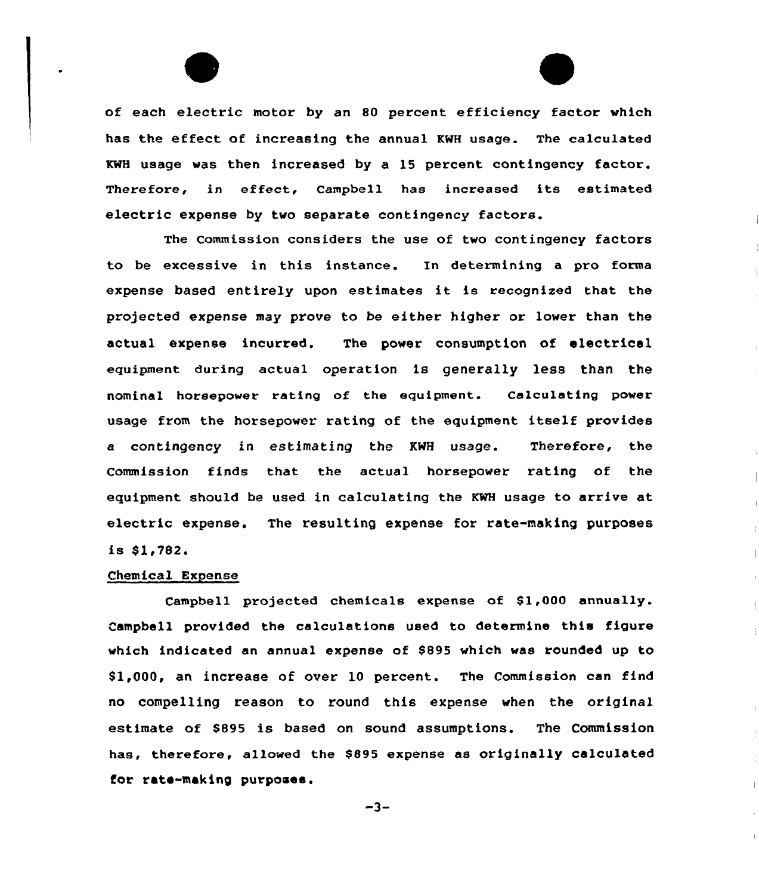of each electric motor by an 80 percent efficiency factor which has the effect of increasing the annual KWH usage. The calculated KWH usage was then increased by a 15 percent contingency factor. Therefore, in effect, Campbell has increased its estimated electric expense by two separate contingency factors.

The Commission considers the use of two contingency factors to be excessive in this instance. In determining a pro forma expense based entirely upon estimates it is recognized that the projected expense may prove to be either higher or lower than the actual expense incurred. The power consumption of electrical equipment during actual operation is generally less than the nominal horsepower rating of the equipment. Calculating power usage from the horsepower rating of the equipment itself provides a contingency in estimating the KWH usage. Therefore, the Commission finds that the actual horsepower rating of the equipment should be used in calculating the KWH usage to arrive at electric expense. The resulting expense for rate-making purposes is $1,782.

Chemical Expense

Campbell projected chemicals expense of $1,000 annually. Campbell provided the calculations used to determine this figure which indicated an annual expense of $895 which was rounded up to $1,000, an increase of over 10 percent. The Commission can find no compelling reason to round this expense when the original estimate of $895 is based on sound assumptions. The Commission has, therefore, allowed the $895 expense as originally calculated for rate-making purposes.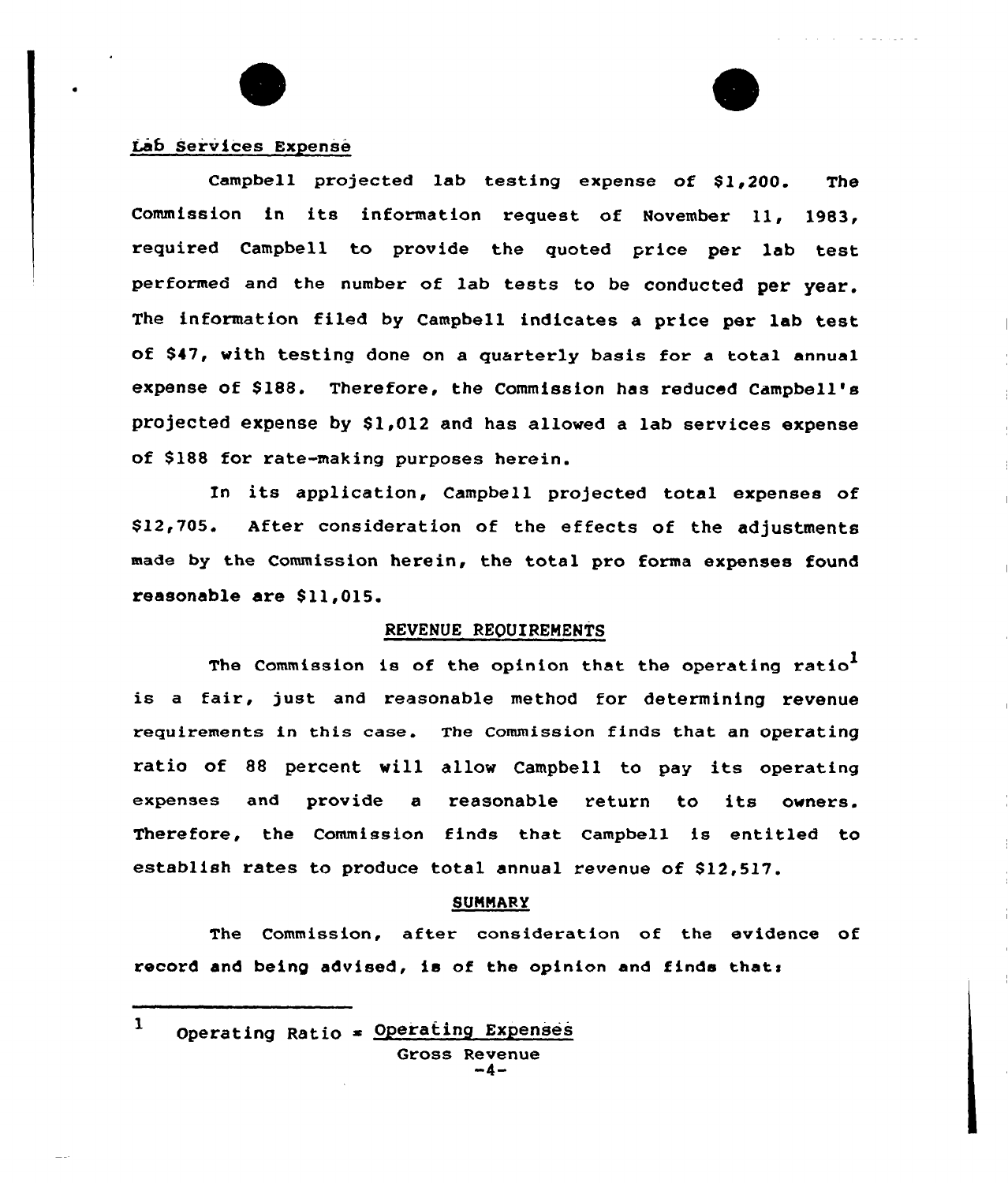Lab Services Expense

Campbell projected lab testing expense of $1,200. The Commission in its information request of November 11, 1983, required Campbell to provide the quoted price per lab test performed and the number of lab tests to be conducted per year. The information filed by Campbell indicates a price per lab test of $47, with testing done on a quarterly basis for a total annual expense of $188. Therefore, the Commission has reduced Campbell's projected expense by $1,012 and has allowed a lab services expense of $188 for rate-making purposes herein.

In its application, Campbell projected total expenses of $12,705. After consideration of the effects of the adjustments made by the Commission herein, the total pro forma expenses found reasonable are $11,015.

## REVENUE REQUIREMENTS

The Commission is of the opinion that the operating ratio[1] is a fair, just and reasonable method for determining revenue requirements in this case. The Commission finds that an operating ratio of 88 percent will allow Campbell to pay its operating expenses and provide a reasonable return to its owners. Therefore, the Commission finds that Campbell is entitled to establish rates to produce total annual revenue of $12,517.

## SUMMARY

The Commission, after consideration of the evidence of record and being advised, is of the opinion and finds that:

[1] $\text{Operating Ratio} = \frac{\text{Operating Expenses}}{\text{Gross Revenue}}$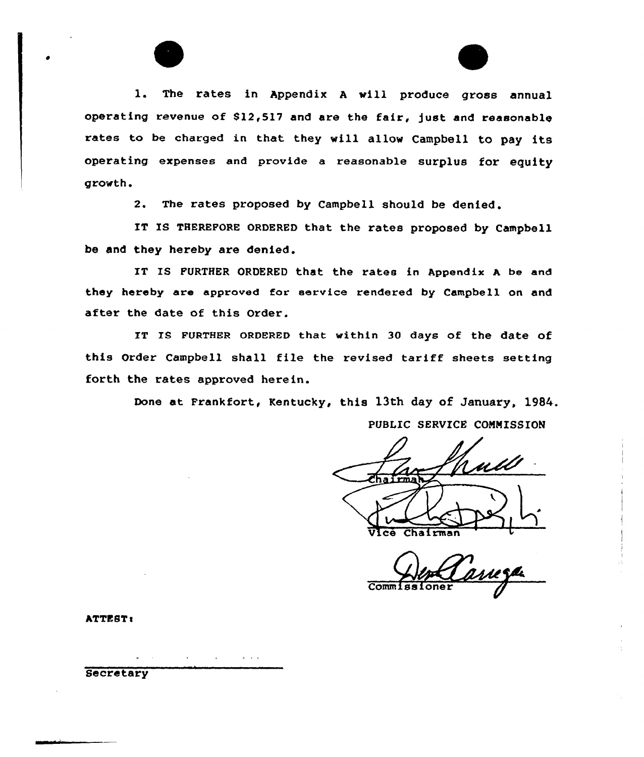1. The rates in Appendix A will produce gross annual operating revenue of $12,517 and are the fair, just and reasonable rates to be charged in that they will allow Campbell to pay its operating expenses and provide a reasonable surplus for equity growth.

2. The rates proposed by Campbell should be denied.

IT IS THEREFORE ORDERED that the rates proposed by Campbell be and they hereby are denied.

IT IS FURTHER ORDERED that the rates in Appendix A be and they hereby are approved for service rendered by Campbell on and after the date of this Order.

IT IS FURTHER ORDERED that within 30 days of the date of this Order Campbell shall file the revised tariff sheets setting forth the rates approved herein.

Done at Frankfort, Kentucky, this 13th day of January, 1984.

PUBLIC SERVICE COMMISSION

Chairman

Vice Chairman

Commissioner

ATTEST:

Secretary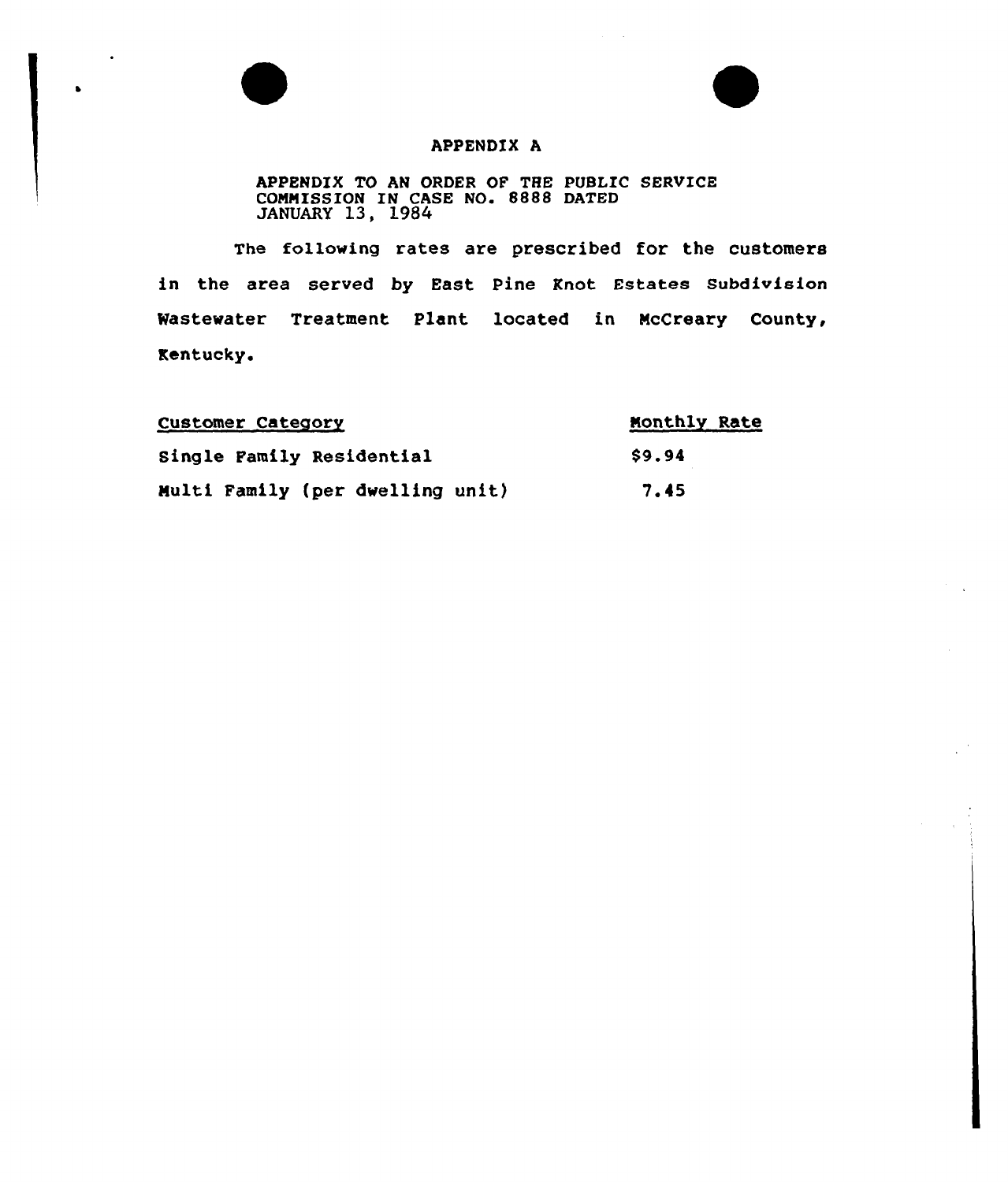# APPENDIX A

APPENDIX TO AN ORDER OF THE PUBLIC SERVICE COMMISSION IN CASE NO. 8888 DATED JANUARY 13, 1984

The following rates are prescribed for the customers in the area served by East Pine Knot Estates Subdivision Wastewater Treatment Plant located in McCreary County, Kentucky.

| Customer Category | Monthly Rate |
| --- | --- |
| Single Family Residential | $9.94 |
| Multi Family (per dwelling unit) | 7.45 |